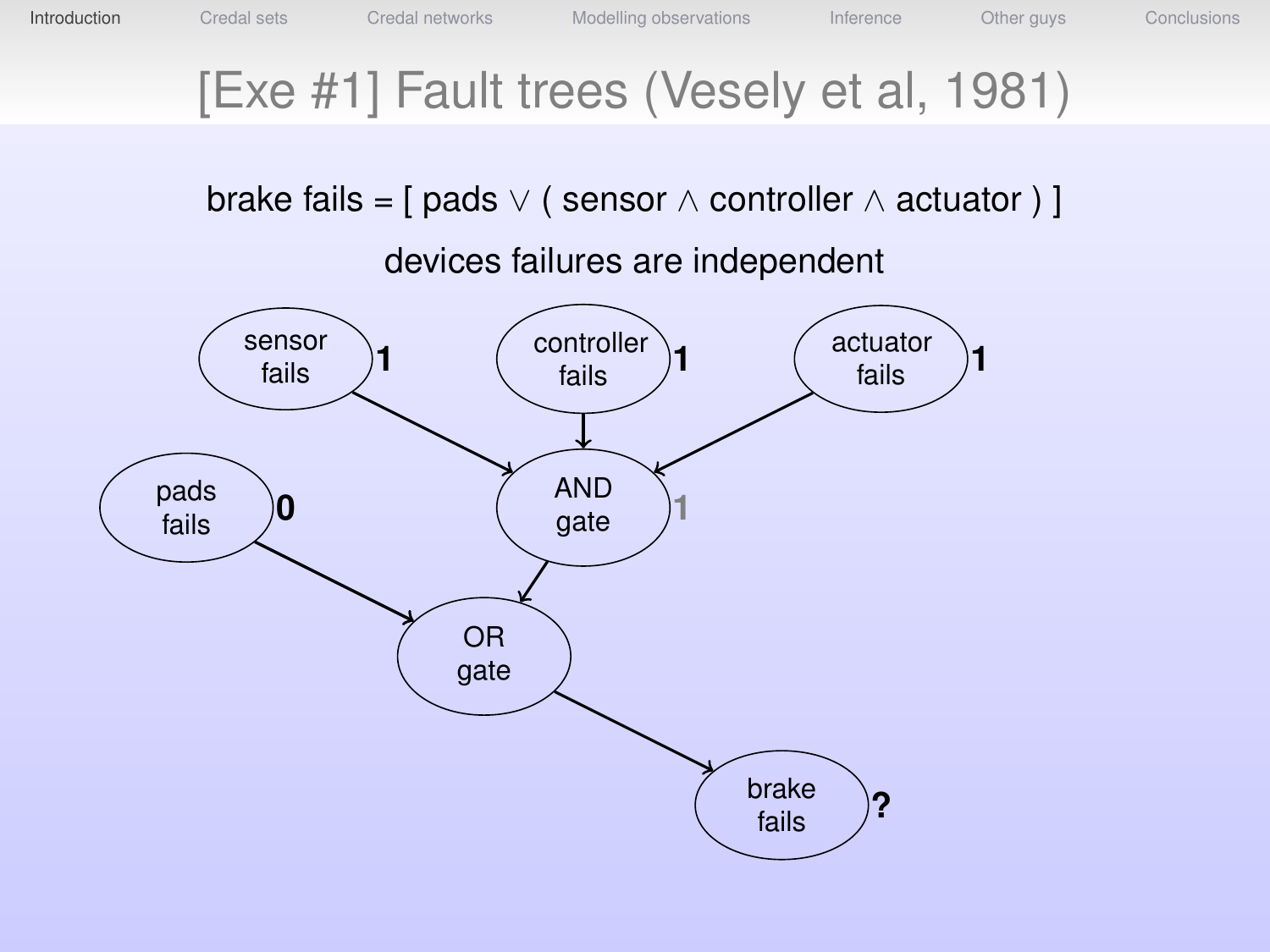# [Exe #1] Fault trees (Vesely et al, 1981)

brake fails = [ pads $\vee$ ( sensor $\wedge$ controller $\wedge$ actuator ) ]

devices failures are independent

sensor fails **1**

controller fails **1**

actuator fails **1**

pads fails **0**

AND gate 1

OR gate

brake fails **?**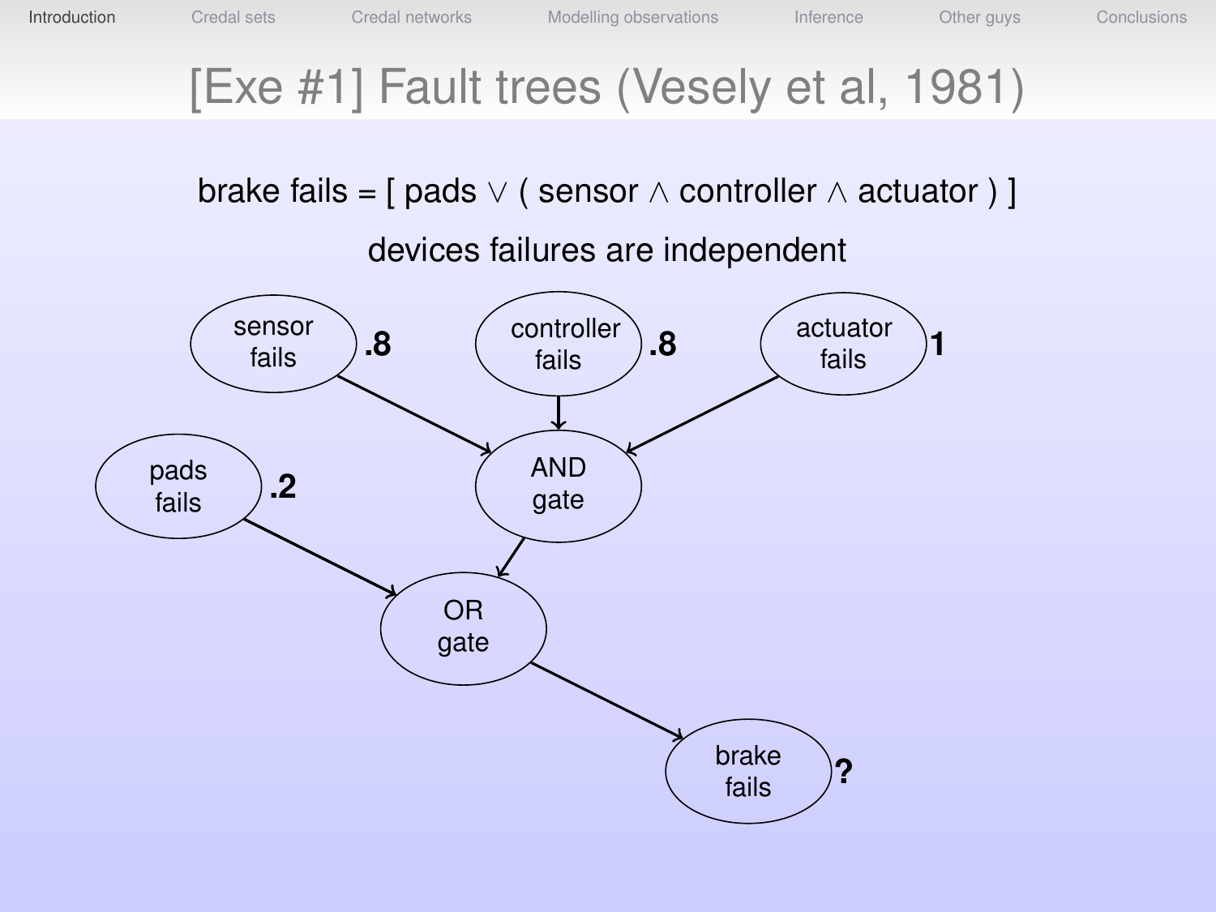# [Exe #1] Fault trees (Vesely et al, 1981)

brake fails = [ pads $\vee$ ( sensor $\wedge$ controller $\wedge$ actuator ) ]

devices failures are independent

- sensor fails: **.8**
- controller fails: **.8**
- actuator fails: **1**
- pads fails: **.2**
- AND gate (sensor fails, controller fails, actuator fails)
- OR gate (pads fails, AND gate)
- brake fails: **?**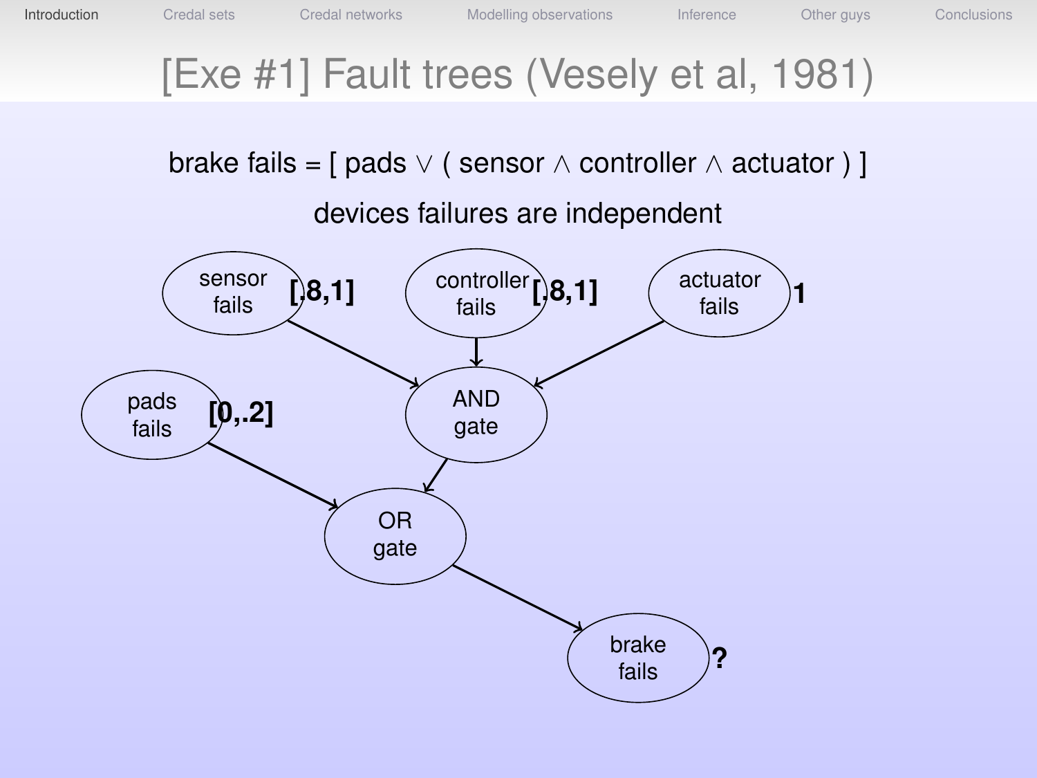# [Exe #1] Fault trees (Vesely et al, 1981)

brake fails = [ pads $\vee$ ( sensor $\wedge$ controller $\wedge$ actuator ) ]

devices failures are independent

- sensor fails: **[.8,1]**
- controller fails: **[.8,1]**
- actuator fails: **1**
- pads fails: **[0,.2]**
- sensor fails, controller fails, actuator fails → AND gate
- pads fails, AND gate → OR gate
- OR gate → brake fails: **?**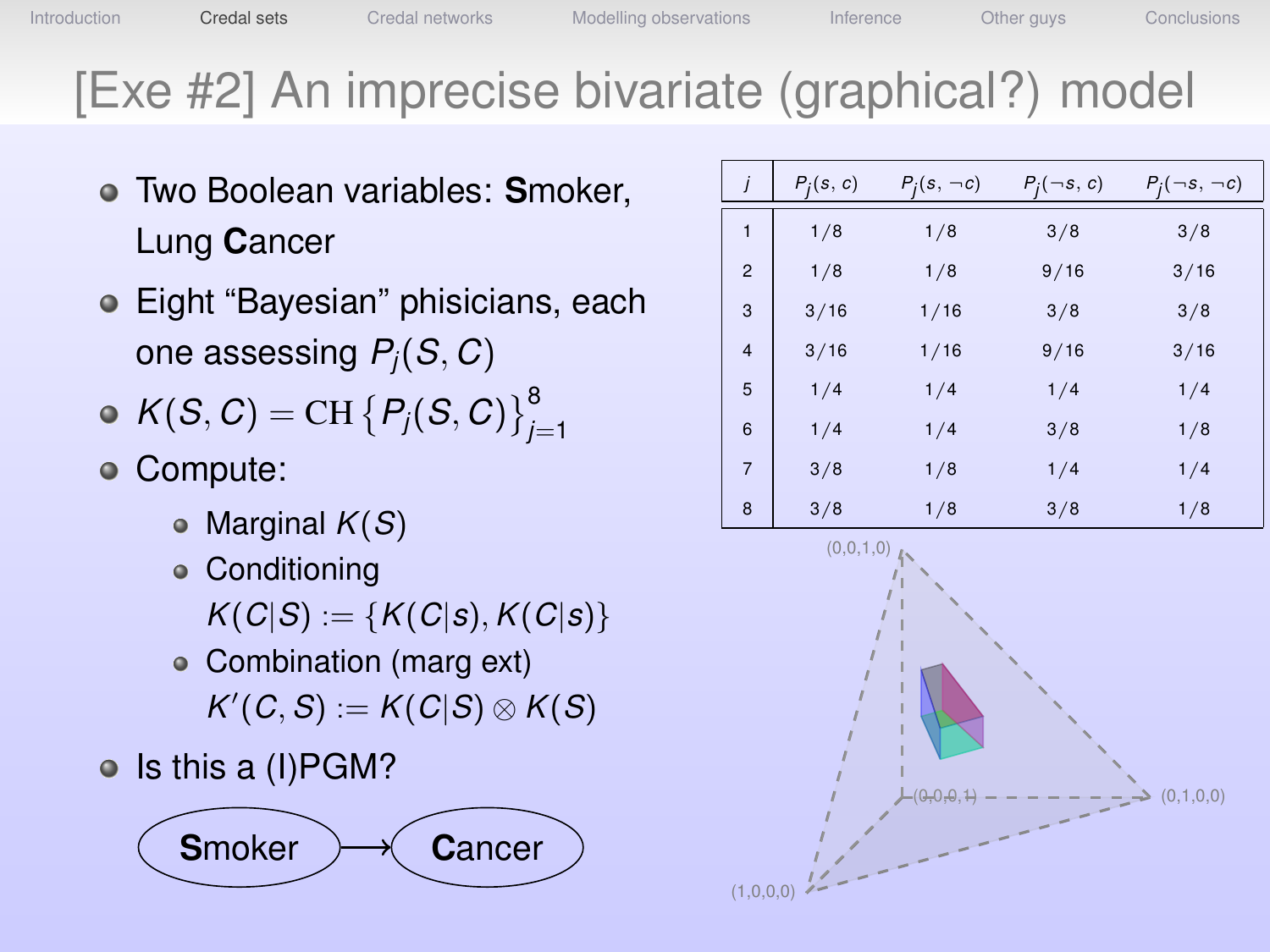# [Exe #2] An imprecise bivariate (graphical?) model

- Two Boolean variables: **S**moker, Lung **C**ancer
- Eight "Bayesian" phisicians, each one assessing $P_j(S, C)$
- $K(S, C) = \mathrm{CH}\left\{P_j(S, C)\right\}_{j=1}^{8}$
- Compute:
  - Marginal $K(S)$
  - Conditioning $K(C|S) := \{K(C|s), K(C|s)\}$
  - Combination (marg ext) $K'(C, S) := K(C|S) \otimes K(S)$
- Is this a (I)PGM?

**S**moker → **C**ancer

| $j$ | $P_j(s, c)$ | $P_j(s, \neg c)$ | $P_j(\neg s, c)$ | $P_j(\neg s, \neg c)$ |
|---|---|---|---|---|
| 1 | 1/8 | 1/8 | 3/8 | 3/8 |
| 2 | 1/8 | 1/8 | 9/16 | 3/16 |
| 3 | 3/16 | 1/16 | 3/8 | 3/8 |
| 4 | 3/16 | 1/16 | 9/16 | 3/16 |
| 5 | 1/4 | 1/4 | 1/4 | 1/4 |
| 6 | 1/4 | 1/4 | 3/8 | 1/8 |
| 7 | 3/8 | 1/8 | 1/4 | 1/4 |
| 8 | 3/8 | 1/8 | 3/8 | 1/8 |

(0,0,1,0)

(0,0,0,1)

(0,1,0,0)

(1,0,0,0)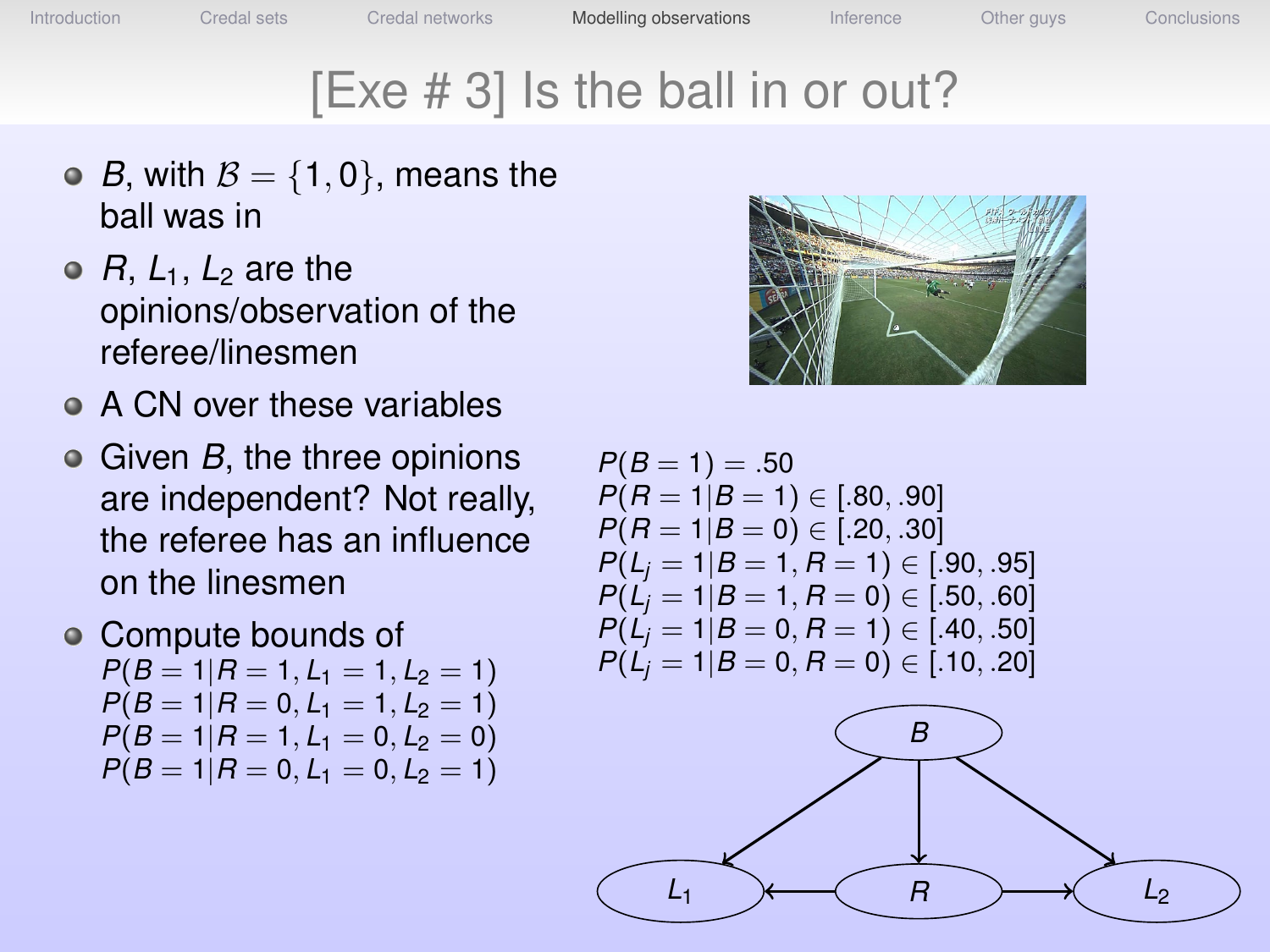# [Exe # 3] Is the ball in or out?

- $B$, with $\mathcal{B} = \{1, 0\}$, means the ball was in
- $R$, $L_1$, $L_2$ are the opinions/observation of the referee/linesmen
- A CN over these variables
- Given $B$, the three opinions are independent? Not really, the referee has an influence on the linesmen
- Compute bounds of
  $P(B = 1 | R = 1, L_1 = 1, L_2 = 1)$
  $P(B = 1 | R = 0, L_1 = 1, L_2 = 1)$
  $P(B = 1 | R = 1, L_1 = 0, L_2 = 0)$
  $P(B = 1 | R = 0, L_1 = 0, L_2 = 1)$

$P(B = 1) = .50$
$P(R = 1 | B = 1) \in [.80, .90]$
$P(R = 1 | B = 0) \in [.20, .30]$
$P(L_j = 1 | B = 1, R = 1) \in [.90, .95]$
$P(L_j = 1 | B = 1, R = 0) \in [.50, .60]$
$P(L_j = 1 | B = 0, R = 1) \in [.40, .50]$
$P(L_j = 1 | B = 0, R = 0) \in [.10, .20]$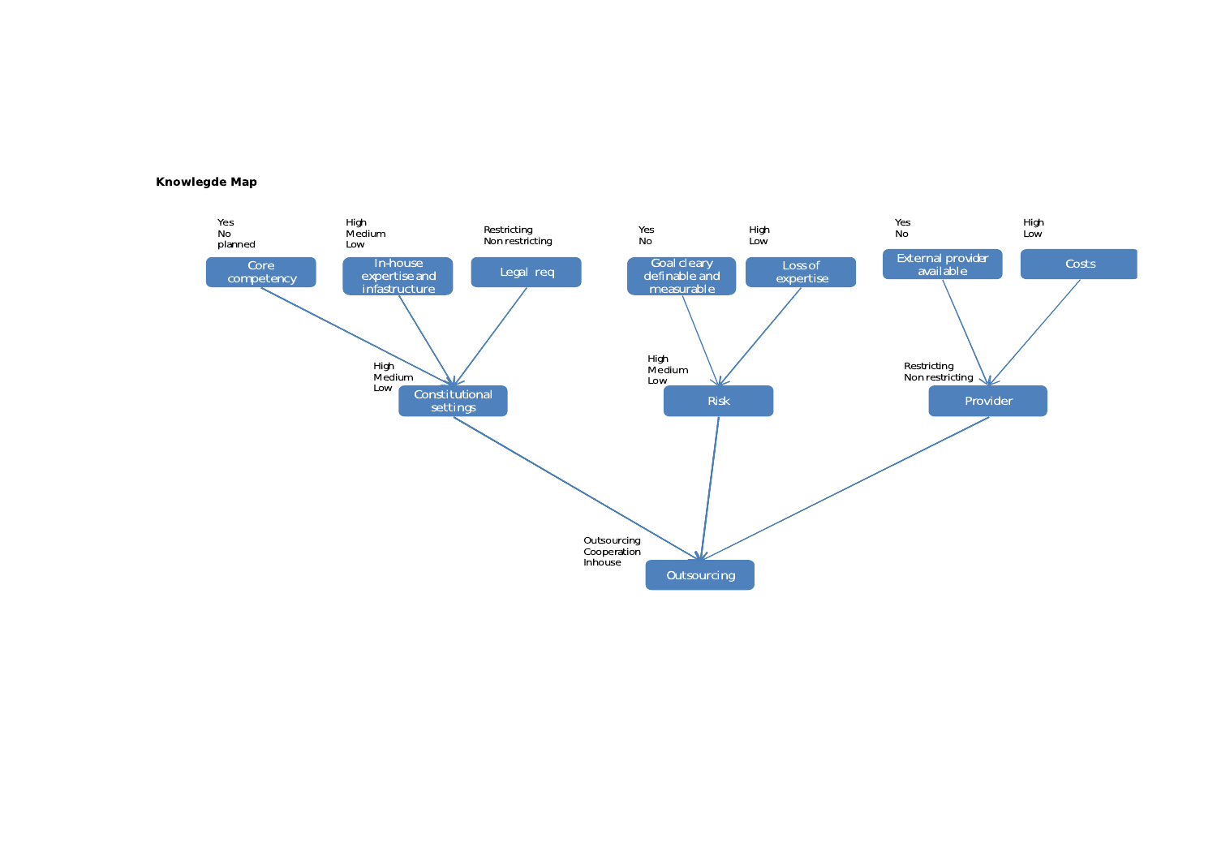**Knowlegde Map**

Yes
No
planned

Core competency

High
Medium
Low

In-house expertise and infastructure

Restricting
Non restricting

Legal req

Yes
No

Goal cleary definable and measurable

High
Low

Loss of expertise

Yes
No

External provider available

High
Low

Costs

High
Medium
Low

Constitutional settings

High
Medium
Low

Risk

Restricting
Non restricting

Provider

Outsourcing
Cooperation
Inhouse

Outsourcing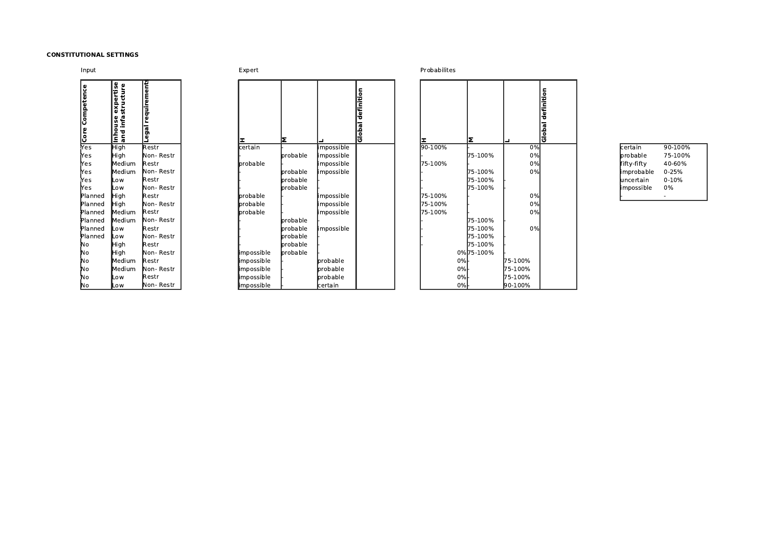**CONSTITUTIONAL SETTINGS**

Input

| Core Competence | Inhouse expertise and infastructure | Legal requirements |
|---|---|---|
| Yes | High | Restr |
| Yes | High | Non- Restr |
| Yes | Medium | Restr |
| Yes | Medium | Non- Restr |
| Yes | Low | Restr |
| Yes | Low | Non- Restr |
| Planned | High | Restr |
| Planned | High | Non- Restr |
| Planned | Medium | Restr |
| Planned | Medium | Non- Restr |
| Planned | Low | Restr |
| Planned | Low | Non- Restr |
| No | High | Restr |
| No | High | Non- Restr |
| No | Medium | Restr |
| No | Medium | Non- Restr |
| No | Low | Restr |
| No | Low | Non- Restr |

Expert

| H | M | L | Global definition |
|---|---|---|---|
| certain | - | impossible | |
| - | probable | impossible | |
| probable | - | impossible | |
| - | probable | impossible | |
| - | probable | - | |
| - | probable | | |
| probable | - | impossible | |
| probable | - | impossible | |
| probable | - | impossible | |
| - | probable | - | |
| - | probable | impossible | |
| - | probable | - | |
| - | probable | - | |
| impossible | probable | - | |
| impossible | - | probable | |
| impossible | - | probable | |
| impossible | - | probable | |
| impossible | - | certain | |

Probabilites

| H | M | L | Global definition |
|---|---|---|---|
| 90-100% | - | 0% | |
| - | 75-100% | 0% | |
| 75-100% | - | 0% | |
| - | 75-100% | 0% | |
| - | 75-100% | - | |
| - | 75-100% | - | |
| 75-100% | - | 0% | |
| 75-100% | - | 0% | |
| 75-100% | - | 0% | |
| - | 75-100% | - | |
| - | 75-100% | 0% | |
| - | 75-100% | - | |
| - | 75-100% | - | |
| 0% | 75-100% | - | |
| 0% | - | 75-100% | |
| 0% | - | 75-100% | |
| 0% | - | 75-100% | |
| 0% | - | 90-100% | |

| | |
|---|---|
| certain | 90-100% |
| probable | 75-100% |
| fifty-fifty | 40-60% |
| improbable | 0-25% |
| uncertain | 0-10% |
| impossible | 0% |
| - | - |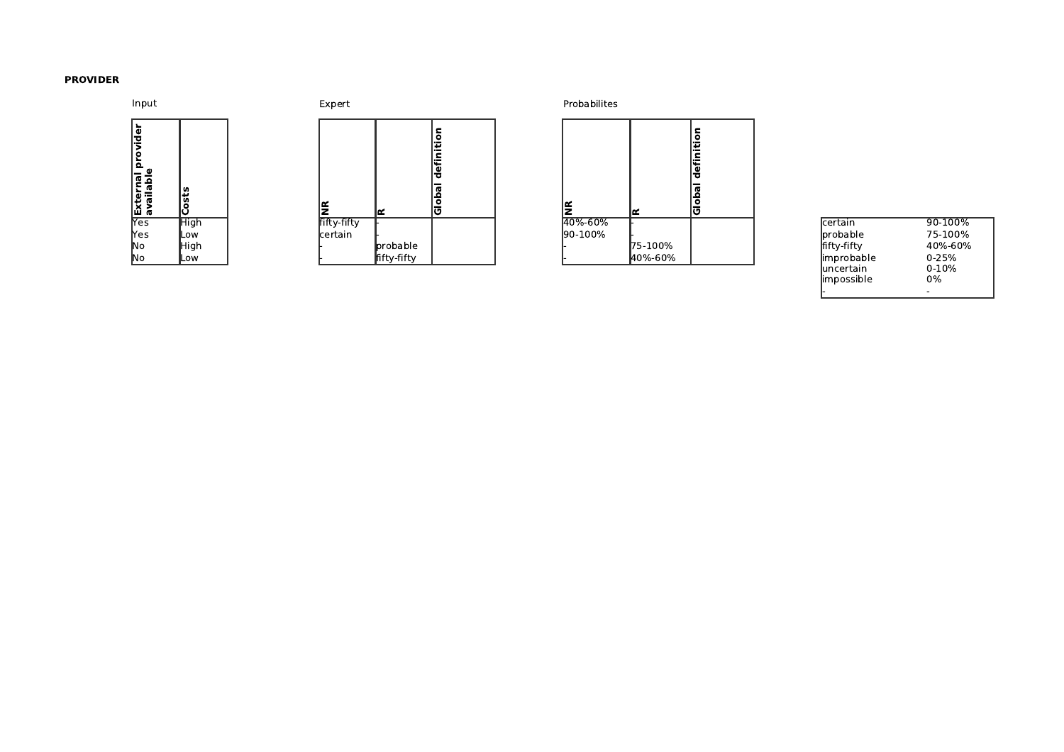**PROVIDER**

Input

| External provider available | Costs |
|---|---|
| Yes | High |
| Yes | Low |
| No | High |
| No | Low |

Expert

| NR | R | Global definition |
|---|---|---|
| fifty-fifty | - | |
| certain | - | |
| - | probable | |
| - | fifty-fifty | |

Probabilites

| NR | R | Global definition |
|---|---|---|
| 40%-60% | - | |
| 90-100% | - | |
| - | 75-100% | |
| - | 40%-60% | |

| | |
|---|---|
| certain | 90-100% |
| probable | 75-100% |
| fifty-fifty | 40%-60% |
| improbable | 0-25% |
| uncertain | 0-10% |
| impossible | 0% |
| - | - |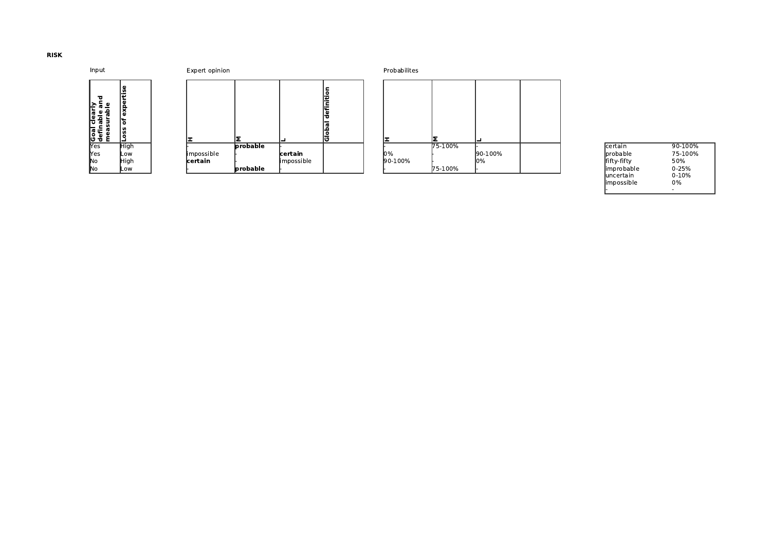**RISK**

Input

| Goal clearly definable and measurable | Loss of expertise |
|---|---|
| Yes | High |
| Yes | Low |
| No | High |
| No | Low |

Expert opinion

| H | M | L | Global definition |
|---|---|---|---|
| - | **probable** | - | |
| impossible | - | **certain** | |
| **certain** | - | impossible | |
| - | **probable** | - | |

Probabilites

| H | M | L | |
|---|---|---|---|
| - | 75-100% | - | |
| 0% | - | 90-100% | |
| 90-100% | - | 0% | |
| - | 75-100% | - | |

| | |
|---|---|
| certain | 90-100% |
| probable | 75-100% |
| fifty-fifty | 50% |
| improbable | 0-25% |
| uncertain | 0-10% |
| impossible | 0% |
| - | - |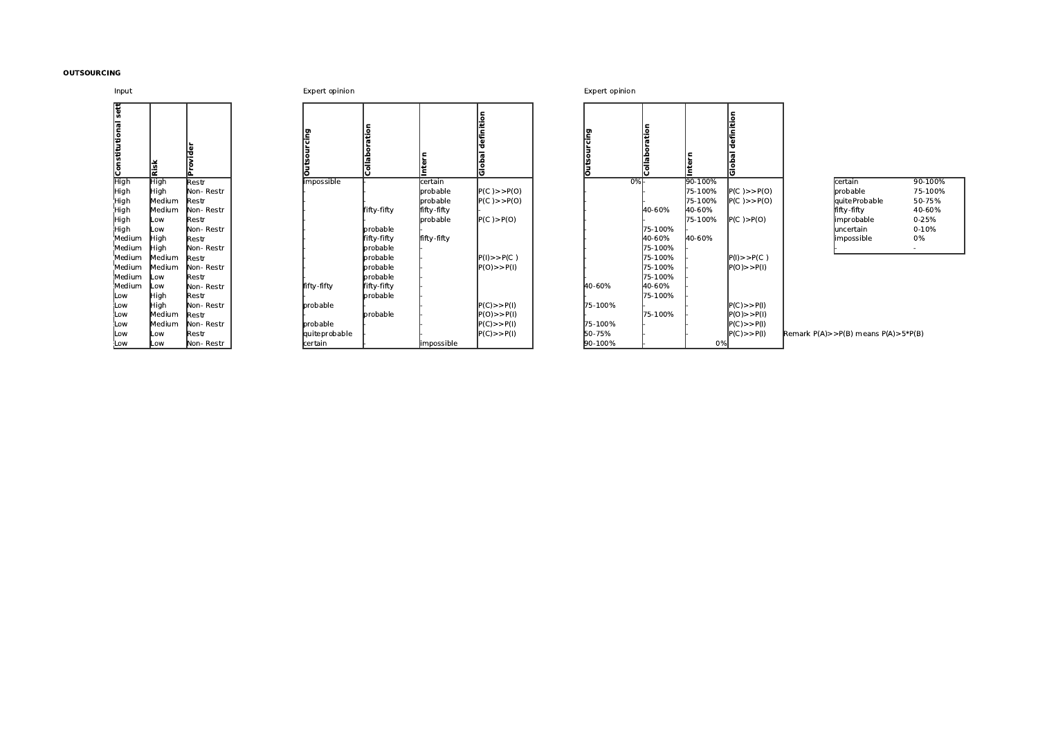**OUTSOURCING**

| Input | | | Expert opinion | | | | Expert opinion | | | |
|---|---|---|---|---|---|---|---|---|---|---|
| Constitutional sett | Risk | Provider | Outsourcing | Collaboration | Intern | Global definition | Outsourcing | Collaboration | Intern | Global definition |
| High | High | Restr | impossible | - | certain | | 0% | - | 90-100% | |
| High | High | Non- Restr | - | - | probable | P(C )>>P(O) | - | - | 75-100% | P(C )>>P(O) |
| High | Medium | Restr | - | - | probable | P(C )>>P(O) | - | - | 75-100% | P(C )>>P(O) |
| High | Medium | Non- Restr | - | fifty-fifty | fifty-fifty | - | - | 40-60% | 40-60% | |
| High | Low | Restr | - | - | probable | P(C )>P(O) | - | - | 75-100% | P(C )>P(O) |
| High | Low | Non- Restr | - | probable | - | | - | 75-100% | - | |
| Medium | High | Restr | - | fifty-fifty | fifty-fifty | | - | 40-60% | 40-60% | |
| Medium | High | Non- Restr | - | probable | - | | - | 75-100% | - | |
| Medium | Medium | Restr | - | probable | - | P(I)>>P(C ) | - | 75-100% | - | P(I)>>P(C ) |
| Medium | Medium | Non- Restr | - | probable | - | P(O)>>P(I) | - | 75-100% | - | P(O)>>P(I) |
| Medium | Low | Restr | - | probable | - | | - | 75-100% | - | |
| Medium | Low | Non- Restr | fifty-fifty | fifty-fifty | - | | 40-60% | 40-60% | - | |
| Low | High | Restr | - | probable | - | | - | 75-100% | - | |
| Low | High | Non- Restr | probable | - | - | P(C)>>P(I) | 75-100% | - | - | P(C)>>P(I) |
| Low | Medium | Restr | - | probable | - | P(O)>>P(I) | - | 75-100% | - | P(O)>>P(I) |
| Low | Medium | Non- Restr | probable | - | - | P(C)>>P(I) | 75-100% | - | - | P(C)>>P(I) |
| Low | Low | Restr | quiteprobable | - | - | P(C)>>P(I) | 50-75% | - | - | P(C)>>P(I) |
| Low | Low | Non- Restr | certain | - | impossible | | 90-100% | - | 0% | |

Remark P(A)>>P(B) means P(A)>5*P(B)

| | |
|---|---|
| certain | 90-100% |
| probable | 75-100% |
| quiteProbable | 50-75% |
| fifty-fifty | 40-60% |
| improbable | 0-25% |
| uncertain | 0-10% |
| impossible | 0% |
| - | - |